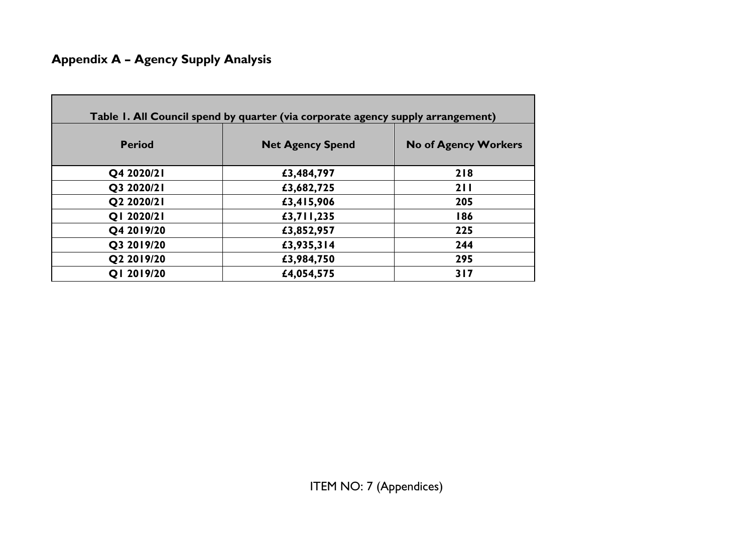## Appendix A – Agency Supply Analysis

| Table 1. All Council spend by quarter (via corporate agency supply arrangement) | | |
|---|---|---|
| **Period** | **Net Agency Spend** | **No of Agency Workers** |
| Q4 2020/21 | £3,484,797 | 218 |
| Q3 2020/21 | £3,682,725 | 211 |
| Q2 2020/21 | £3,415,906 | 205 |
| Q1 2020/21 | £3,711,235 | 186 |
| Q4 2019/20 | £3,852,957 | 225 |
| Q3 2019/20 | £3,935,314 | 244 |
| Q2 2019/20 | £3,984,750 | 295 |
| Q1 2019/20 | £4,054,575 | 317 |

ITEM NO: 7 (Appendices)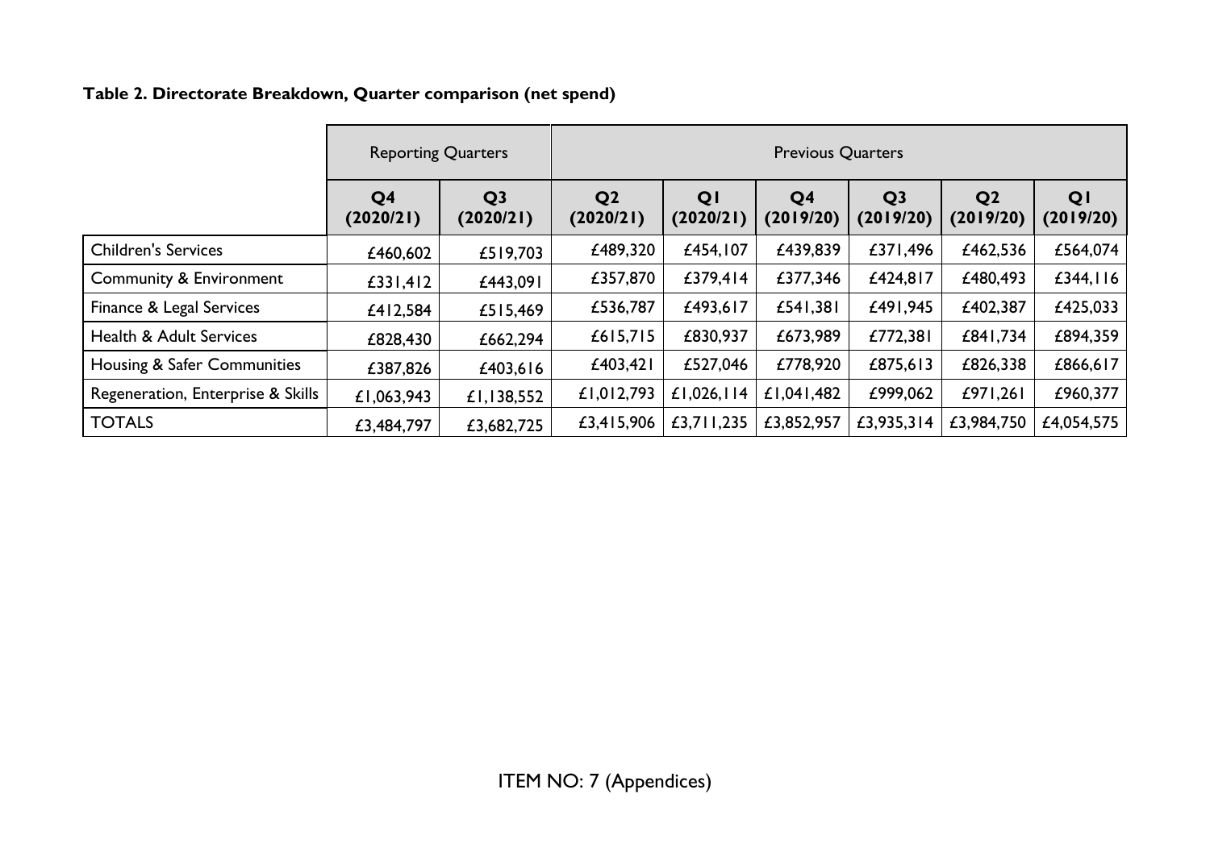**Table 2. Directorate Breakdown, Quarter comparison (net spend)**

| | Reporting Quarters | | Previous Quarters | | | | | |
|---|---|---|---|---|---|---|---|---|
| | Q4 (2020/21) | Q3 (2020/21) | Q2 (2020/21) | Q1 (2020/21) | Q4 (2019/20) | Q3 (2019/20) | Q2 (2019/20) | Q1 (2019/20) |
| Children's Services | £460,602 | £519,703 | £489,320 | £454,107 | £439,839 | £371,496 | £462,536 | £564,074 |
| Community & Environment | £331,412 | £443,091 | £357,870 | £379,414 | £377,346 | £424,817 | £480,493 | £344,116 |
| Finance & Legal Services | £412,584 | £515,469 | £536,787 | £493,617 | £541,381 | £491,945 | £402,387 | £425,033 |
| Health & Adult Services | £828,430 | £662,294 | £615,715 | £830,937 | £673,989 | £772,381 | £841,734 | £894,359 |
| Housing & Safer Communities | £387,826 | £403,616 | £403,421 | £527,046 | £778,920 | £875,613 | £826,338 | £866,617 |
| Regeneration, Enterprise & Skills | £1,063,943 | £1,138,552 | £1,012,793 | £1,026,114 | £1,041,482 | £999,062 | £971,261 | £960,377 |
| TOTALS | £3,484,797 | £3,682,725 | £3,415,906 | £3,711,235 | £3,852,957 | £3,935,314 | £3,984,750 | £4,054,575 |

ITEM NO: 7 (Appendices)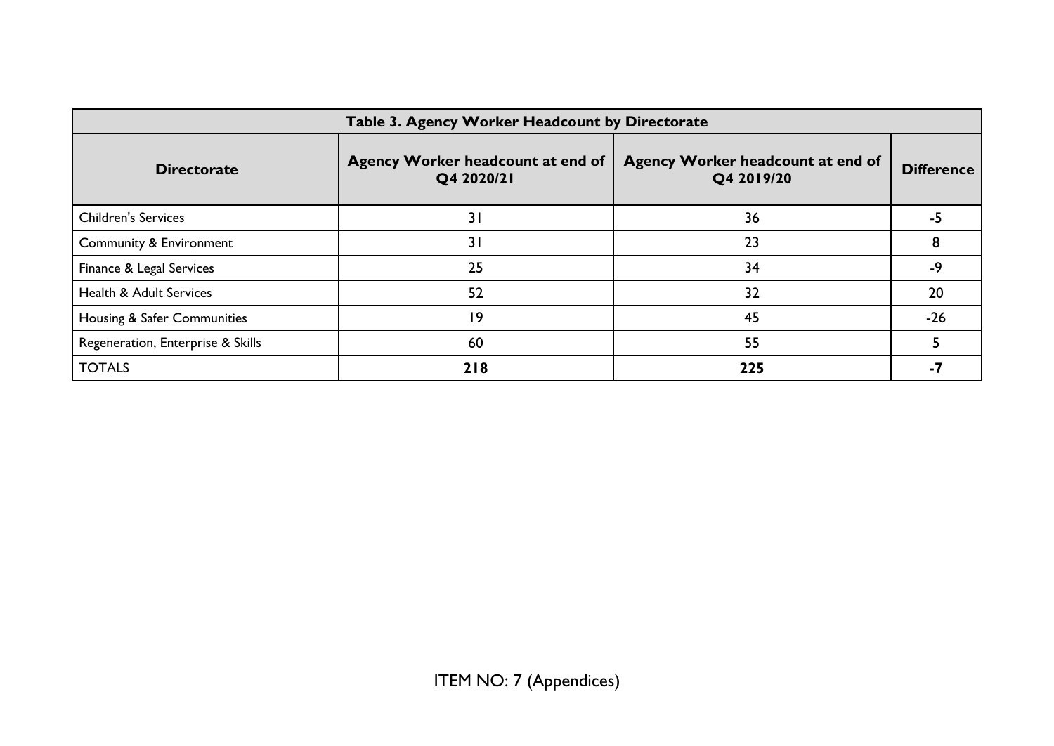| Table 3. Agency Worker Headcount by Directorate | | | |
|---|---|---|---|
| **Directorate** | **Agency Worker headcount at end of Q4 2020/21** | **Agency Worker headcount at end of Q4 2019/20** | **Difference** |
| Children's Services | 31 | 36 | -5 |
| Community & Environment | 31 | 23 | 8 |
| Finance & Legal Services | 25 | 34 | -9 |
| Health & Adult Services | 52 | 32 | 20 |
| Housing & Safer Communities | 19 | 45 | -26 |
| Regeneration, Enterprise & Skills | 60 | 55 | 5 |
| TOTALS | **218** | **225** | **-7** |

ITEM NO: 7 (Appendices)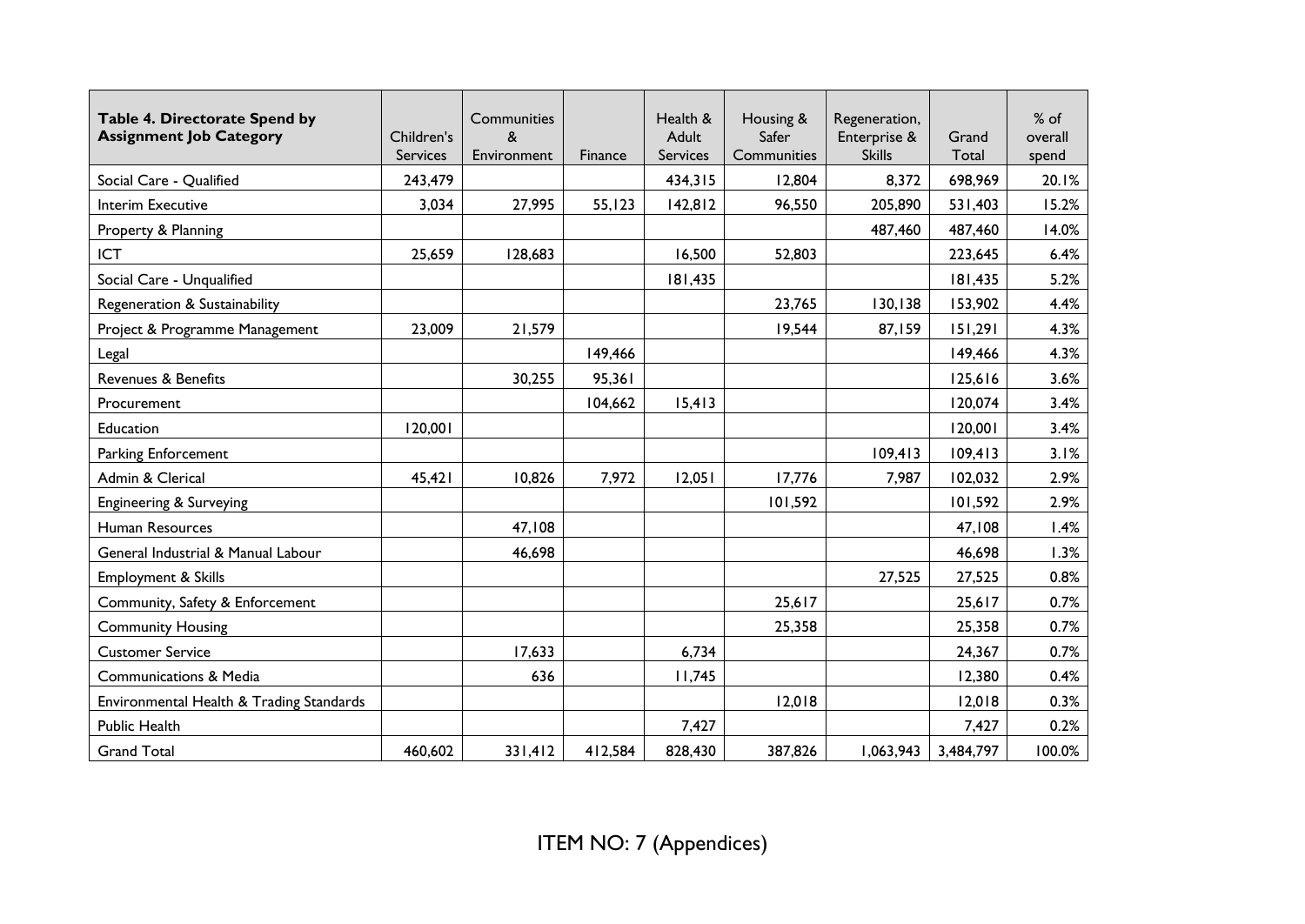| Table 4. Directorate Spend by Assignment Job Category | Children's Services | Communities & Environment | Finance | Health & Adult Services | Housing & Safer Communities | Regeneration, Enterprise & Skills | Grand Total | % of overall spend |
|---|---|---|---|---|---|---|---|---|
| Social Care - Qualified | 243,479 | | | 434,315 | 12,804 | 8,372 | 698,969 | 20.1% |
| Interim Executive | 3,034 | 27,995 | 55,123 | 142,812 | 96,550 | 205,890 | 531,403 | 15.2% |
| Property & Planning | | | | | | 487,460 | 487,460 | 14.0% |
| ICT | 25,659 | 128,683 | | 16,500 | 52,803 | | 223,645 | 6.4% |
| Social Care - Unqualified | | | | 181,435 | | | 181,435 | 5.2% |
| Regeneration & Sustainability | | | | | 23,765 | 130,138 | 153,902 | 4.4% |
| Project & Programme Management | 23,009 | 21,579 | | | 19,544 | 87,159 | 151,291 | 4.3% |
| Legal | | | 149,466 | | | | 149,466 | 4.3% |
| Revenues & Benefits | | 30,255 | 95,361 | | | | 125,616 | 3.6% |
| Procurement | | | 104,662 | 15,413 | | | 120,074 | 3.4% |
| Education | 120,001 | | | | | | 120,001 | 3.4% |
| Parking Enforcement | | | | | | 109,413 | 109,413 | 3.1% |
| Admin & Clerical | 45,421 | 10,826 | 7,972 | 12,051 | 17,776 | 7,987 | 102,032 | 2.9% |
| Engineering & Surveying | | | | | 101,592 | | 101,592 | 2.9% |
| Human Resources | | 47,108 | | | | | 47,108 | 1.4% |
| General Industrial & Manual Labour | | 46,698 | | | | | 46,698 | 1.3% |
| Employment & Skills | | | | | | 27,525 | 27,525 | 0.8% |
| Community, Safety & Enforcement | | | | | 25,617 | | 25,617 | 0.7% |
| Community Housing | | | | | 25,358 | | 25,358 | 0.7% |
| Customer Service | | 17,633 | | 6,734 | | | 24,367 | 0.7% |
| Communications & Media | | 636 | | 11,745 | | | 12,380 | 0.4% |
| Environmental Health & Trading Standards | | | | | 12,018 | | 12,018 | 0.3% |
| Public Health | | | | 7,427 | | | 7,427 | 0.2% |
| Grand Total | 460,602 | 331,412 | 412,584 | 828,430 | 387,826 | 1,063,943 | 3,484,797 | 100.0% |

ITEM NO: 7 (Appendices)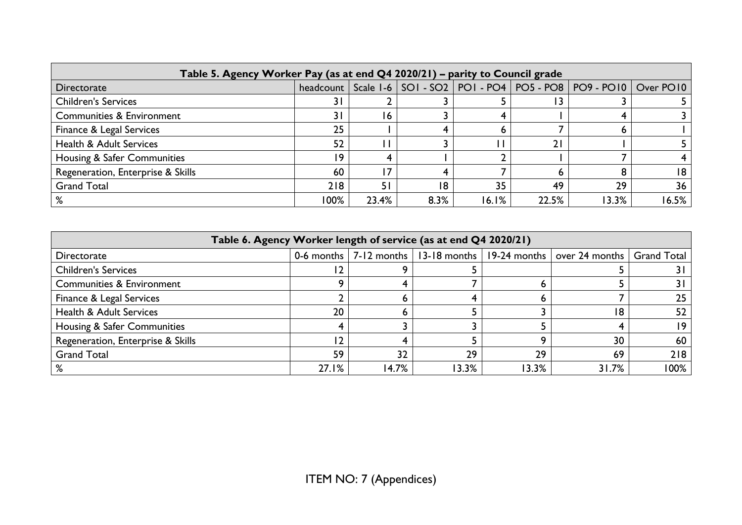| Table 5. Agency Worker Pay (as at end Q4 2020/21) – parity to Council grade | | | | | | | |
|---|---|---|---|---|---|---|---|
| Directorate | headcount | Scale 1-6 | SO1 - SO2 | PO1 - PO4 | PO5 - PO8 | PO9 - PO10 | Over PO10 |
| Children's Services | 31 | 2 | 3 | 5 | 13 | 3 | 5 |
| Communities & Environment | 31 | 16 | 3 | 4 | 1 | 4 | 3 |
| Finance & Legal Services | 25 | 1 | 4 | 6 | 7 | 6 | 1 |
| Health & Adult Services | 52 | 11 | 3 | 11 | 21 | 1 | 5 |
| Housing & Safer Communities | 19 | 4 | 1 | 2 | 1 | 7 | 4 |
| Regeneration, Enterprise & Skills | 60 | 17 | 4 | 7 | 6 | 8 | 18 |
| Grand Total | 218 | 51 | 18 | 35 | 49 | 29 | 36 |
| % | 100% | 23.4% | 8.3% | 16.1% | 22.5% | 13.3% | 16.5% |

| Table 6. Agency Worker length of service (as at end Q4 2020/21) | | | | | | |
|---|---|---|---|---|---|---|
| Directorate | 0-6 months | 7-12 months | 13-18 months | 19-24 months | over 24 months | Grand Total |
| Children's Services | 12 | 9 | 5 | | 5 | 31 |
| Communities & Environment | 9 | 4 | 7 | 6 | 5 | 31 |
| Finance & Legal Services | 2 | 6 | 4 | 6 | 7 | 25 |
| Health & Adult Services | 20 | 6 | 5 | 3 | 18 | 52 |
| Housing & Safer Communities | 4 | 3 | 3 | 5 | 4 | 19 |
| Regeneration, Enterprise & Skills | 12 | 4 | 5 | 9 | 30 | 60 |
| Grand Total | 59 | 32 | 29 | 29 | 69 | 218 |
| % | 27.1% | 14.7% | 13.3% | 13.3% | 31.7% | 100% |

ITEM NO: 7 (Appendices)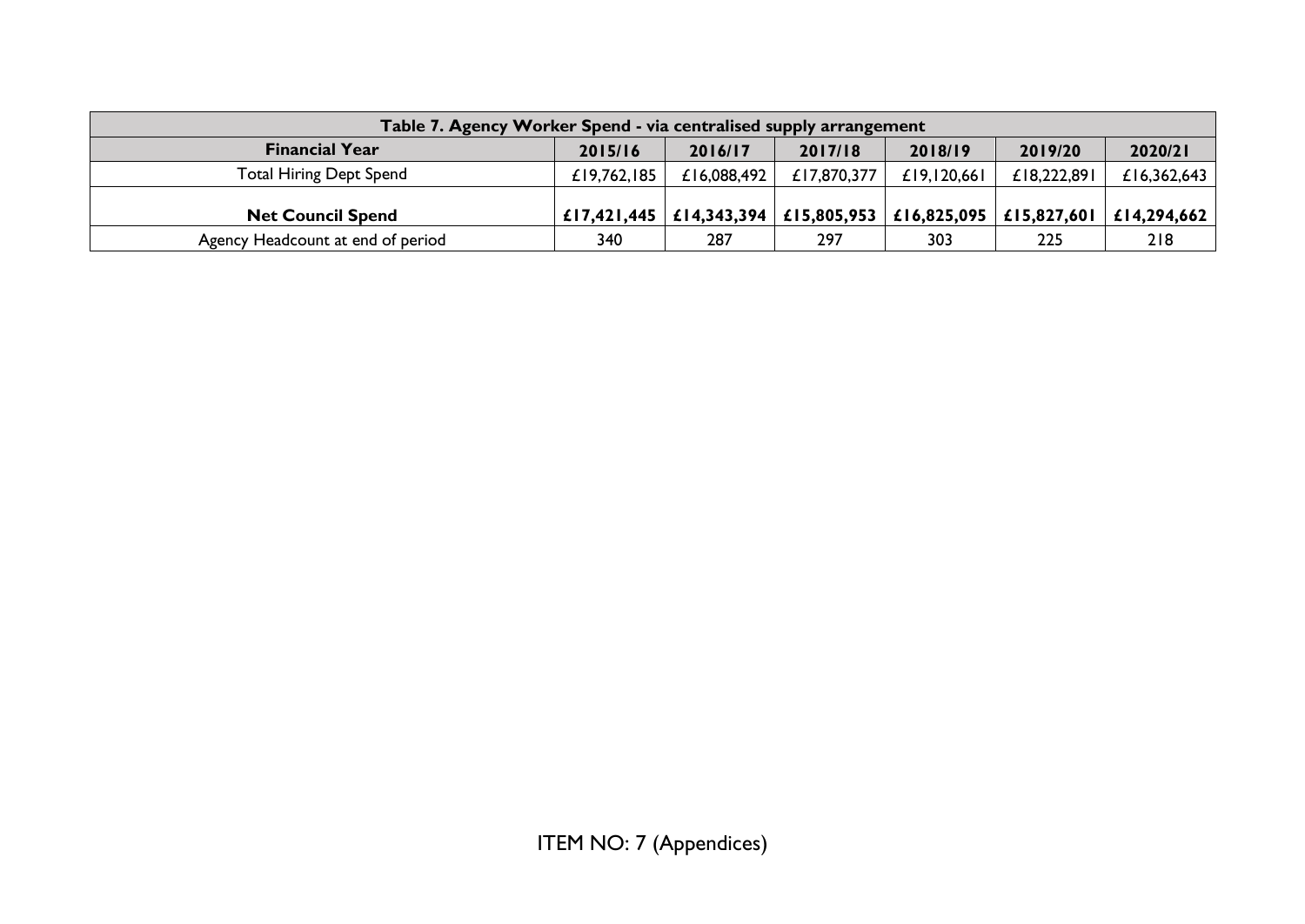| Table 7. Agency Worker Spend - via centralised supply arrangement | | | | | | |
|---|---|---|---|---|---|---|
| **Financial Year** | **2015/16** | **2016/17** | **2017/18** | **2018/19** | **2019/20** | **2020/21** |
| Total Hiring Dept Spend | £19,762,185 | £16,088,492 | £17,870,377 | £19,120,661 | £18,222,891 | £16,362,643 |
| **Net Council Spend** | **£17,421,445** | **£14,343,394** | **£15,805,953** | **£16,825,095** | **£15,827,601** | **£14,294,662** |
| Agency Headcount at end of period | 340 | 287 | 297 | 303 | 225 | 218 |

ITEM NO: 7 (Appendices)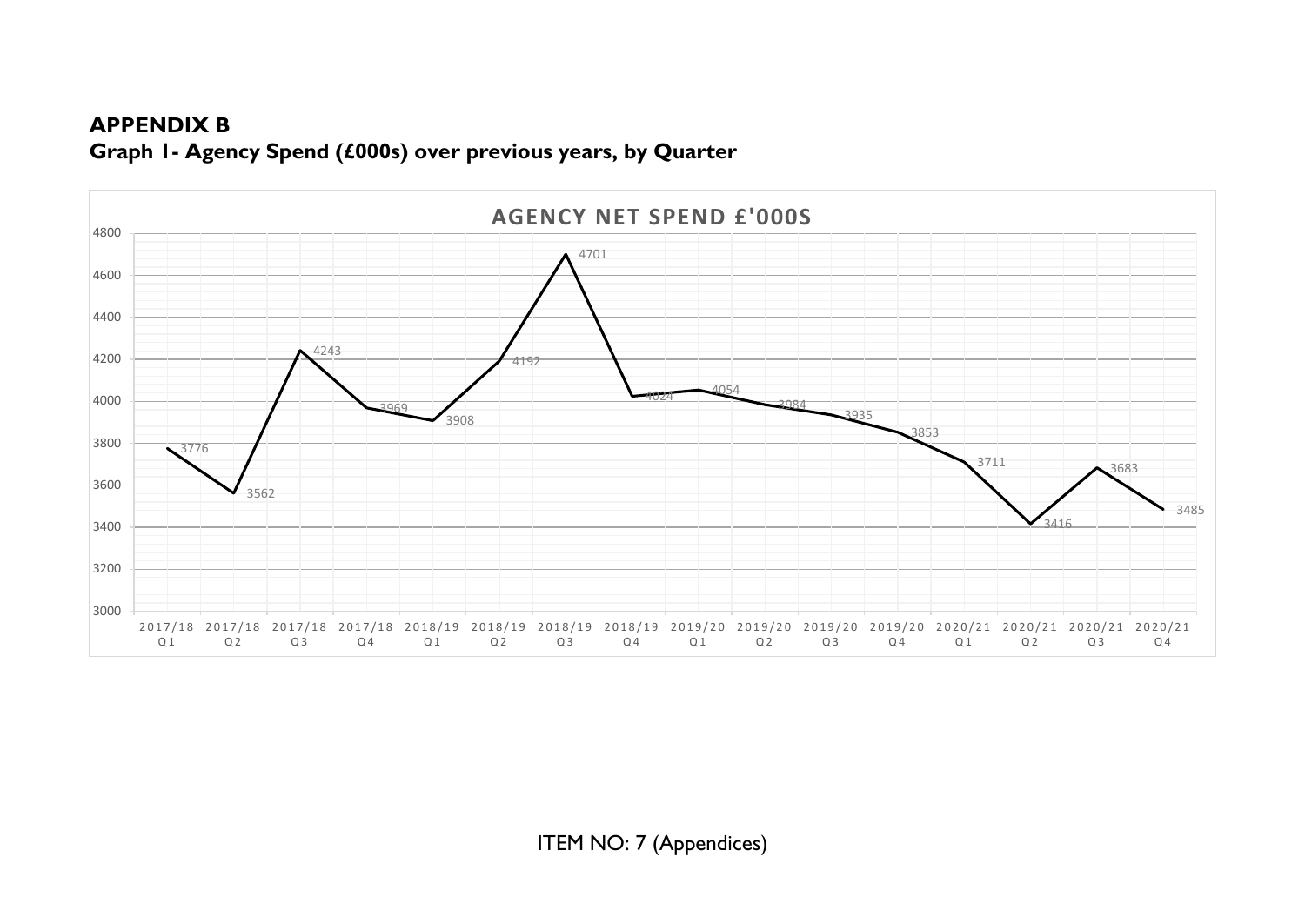**APPENDIX B**

**Graph 1- Agency Spend (£000s) over previous years, by Quarter**

AGENCY NET SPEND £'000S

| Quarter | Agency Net Spend £'000s |
|---|---|
| 2017/18 Q1 | 3776 |
| 2017/18 Q2 | 3562 |
| 2017/18 Q3 | 4243 |
| 2017/18 Q4 | 3969 |
| 2018/19 Q1 | 3908 |
| 2018/19 Q2 | 4192 |
| 2018/19 Q3 | 4701 |
| 2018/19 Q4 | 4024 |
| 2019/20 Q1 | 4054 |
| 2019/20 Q2 | 3984 |
| 2019/20 Q3 | 3935 |
| 2019/20 Q4 | 3853 |
| 2020/21 Q1 | 3711 |
| 2020/21 Q2 | 3416 |
| 2020/21 Q3 | 3683 |
| 2020/21 Q4 | 3485 |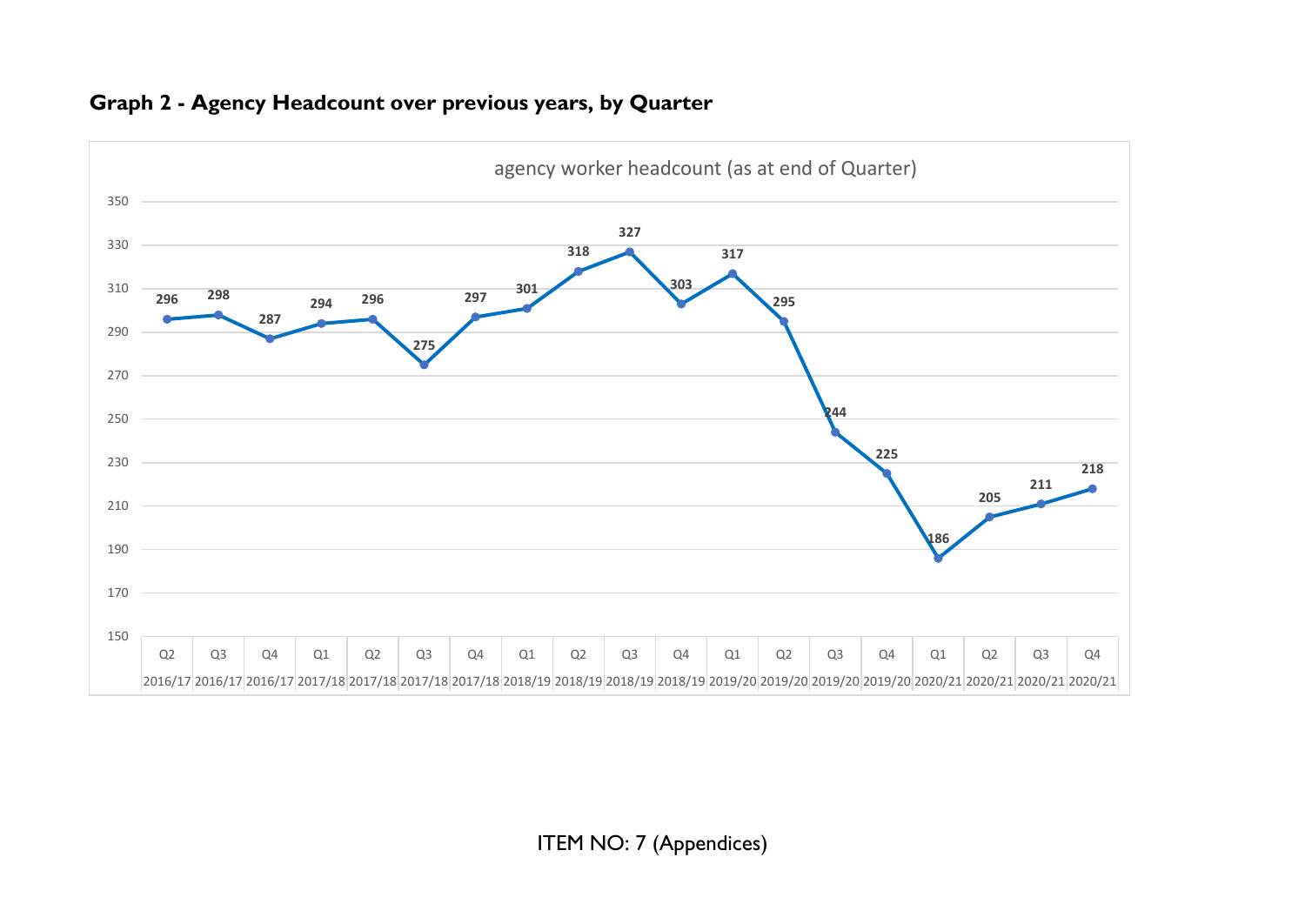## Graph 2 - Agency Headcount over previous years, by Quarter

agency worker headcount (as at end of Quarter)

| Quarter | Year | Headcount |
| --- | --- | --- |
| Q2 | 2016/17 | 296 |
| Q3 | 2016/17 | 298 |
| Q4 | 2016/17 | 287 |
| Q1 | 2017/18 | 294 |
| Q2 | 2017/18 | 296 |
| Q3 | 2017/18 | 275 |
| Q4 | 2017/18 | 297 |
| Q1 | 2018/19 | 301 |
| Q2 | 2018/19 | 318 |
| Q3 | 2018/19 | 327 |
| Q4 | 2018/19 | 303 |
| Q1 | 2019/20 | 317 |
| Q2 | 2019/20 | 295 |
| Q3 | 2019/20 | 244 |
| Q4 | 2019/20 | 225 |
| Q1 | 2020/21 | 186 |
| Q2 | 2020/21 | 205 |
| Q3 | 2020/21 | 211 |
| Q4 | 2020/21 | 218 |

ITEM NO: 7 (Appendices)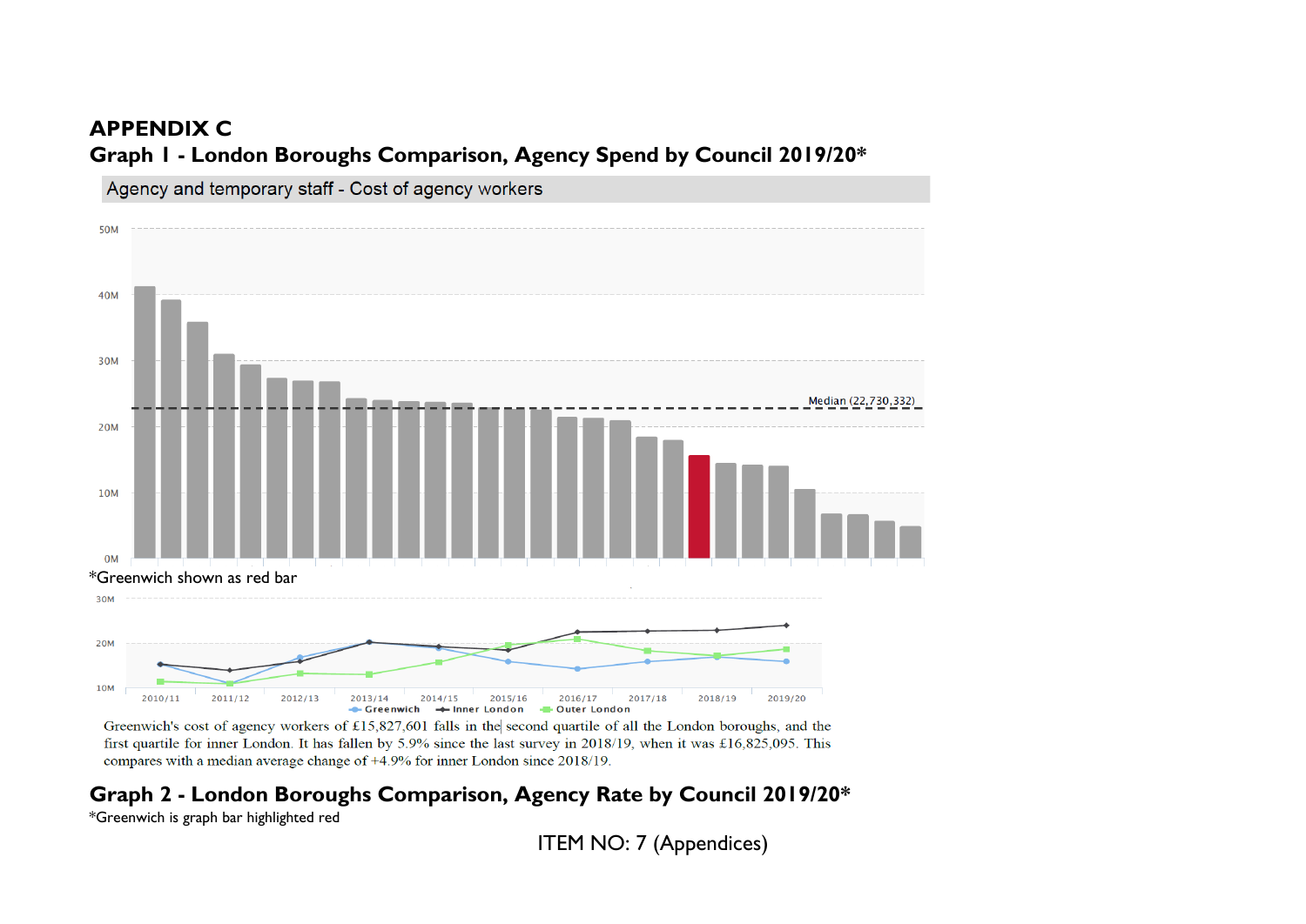# APPENDIX C

## Graph 1 - London Boroughs Comparison, Agency Spend by Council 2019/20*

Agency and temporary staff - Cost of agency workers

Median (22,730,332)

*Greenwich shown as red bar

Greenwich's cost of agency workers of £15,827,601 falls in the second quartile of all the London boroughs, and the first quartile for inner London. It has fallen by 5.9% since the last survey in 2018/19, when it was £16,825,095. This compares with a median average change of +4.9% for inner London since 2018/19.

## Graph 2 - London Boroughs Comparison, Agency Rate by Council 2019/20*

*Greenwich is graph bar highlighted red

ITEM NO: 7 (Appendices)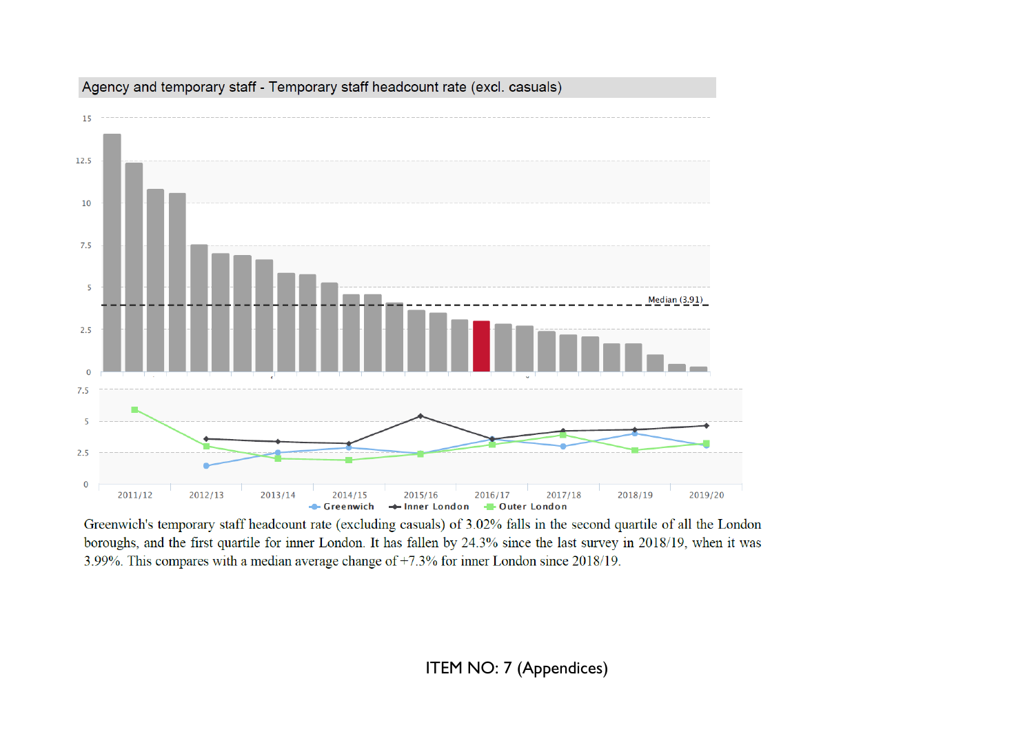Agency and temporary staff - Temporary staff headcount rate (excl. casuals)

Greenwich's temporary staff headcount rate (excluding casuals) of 3.02% falls in the second quartile of all the London boroughs, and the first quartile for inner London. It has fallen by 24.3% since the last survey in 2018/19, when it was 3.99%. This compares with a median average change of +7.3% for inner London since 2018/19.

ITEM NO: 7 (Appendices)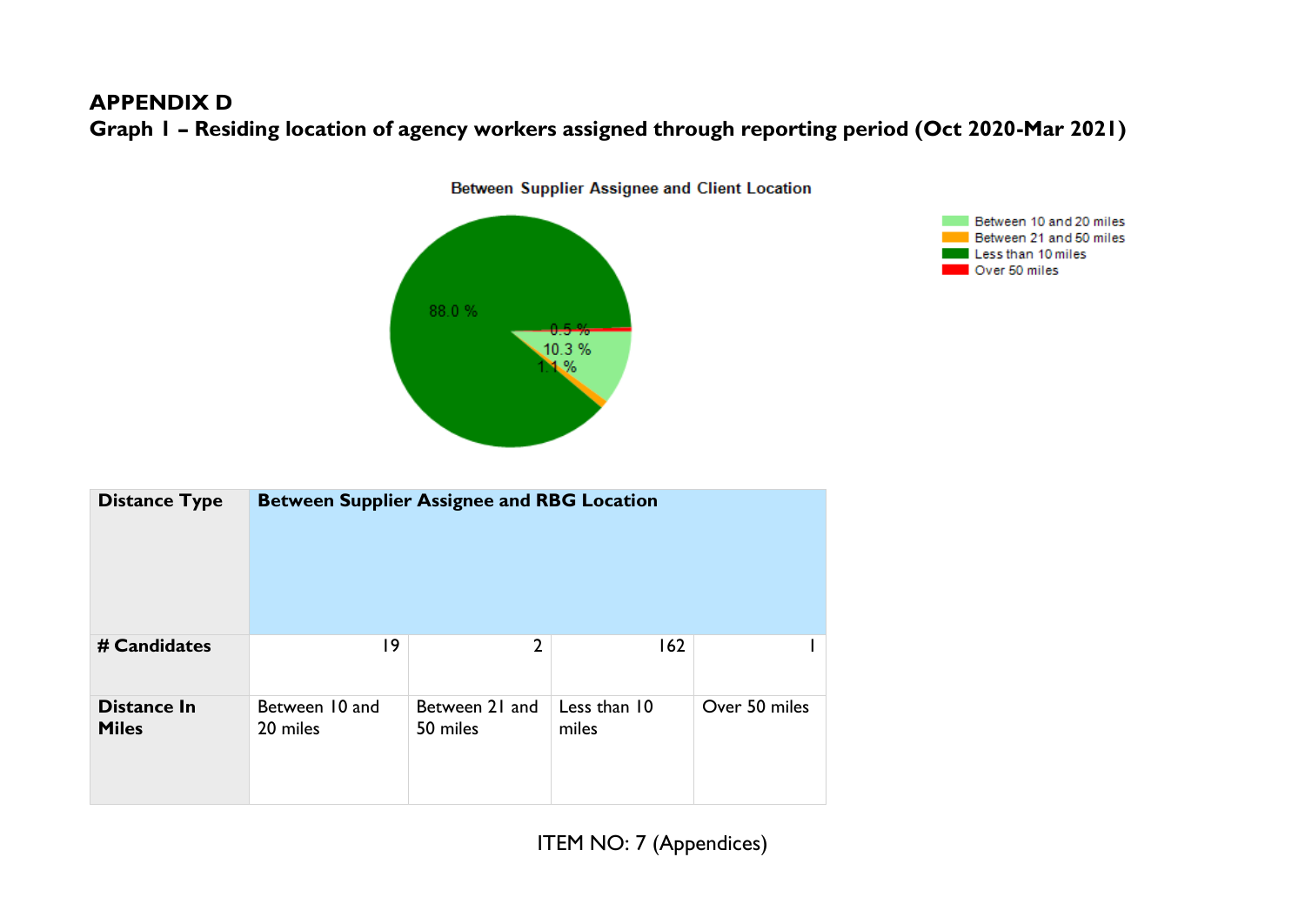# APPENDIX D

## Graph 1 – Residing location of agency workers assigned through reporting period (Oct 2020-Mar 2021)

Between Supplier Assignee and Client Location

- Between 10 and 20 miles: 10.3 %
- Between 21 and 50 miles: 1.1 %
- Less than 10 miles: 88.0 %
- Over 50 miles: 0.5 %

| **Distance Type** | **Between Supplier Assignee and RBG Location** | | | |
|---|---|---|---|---|
| **# Candidates** | 19 | 2 | 162 | 1 |
| **Distance In Miles** | Between 10 and 20 miles | Between 21 and 50 miles | Less than 10 miles | Over 50 miles |

ITEM NO: 7 (Appendices)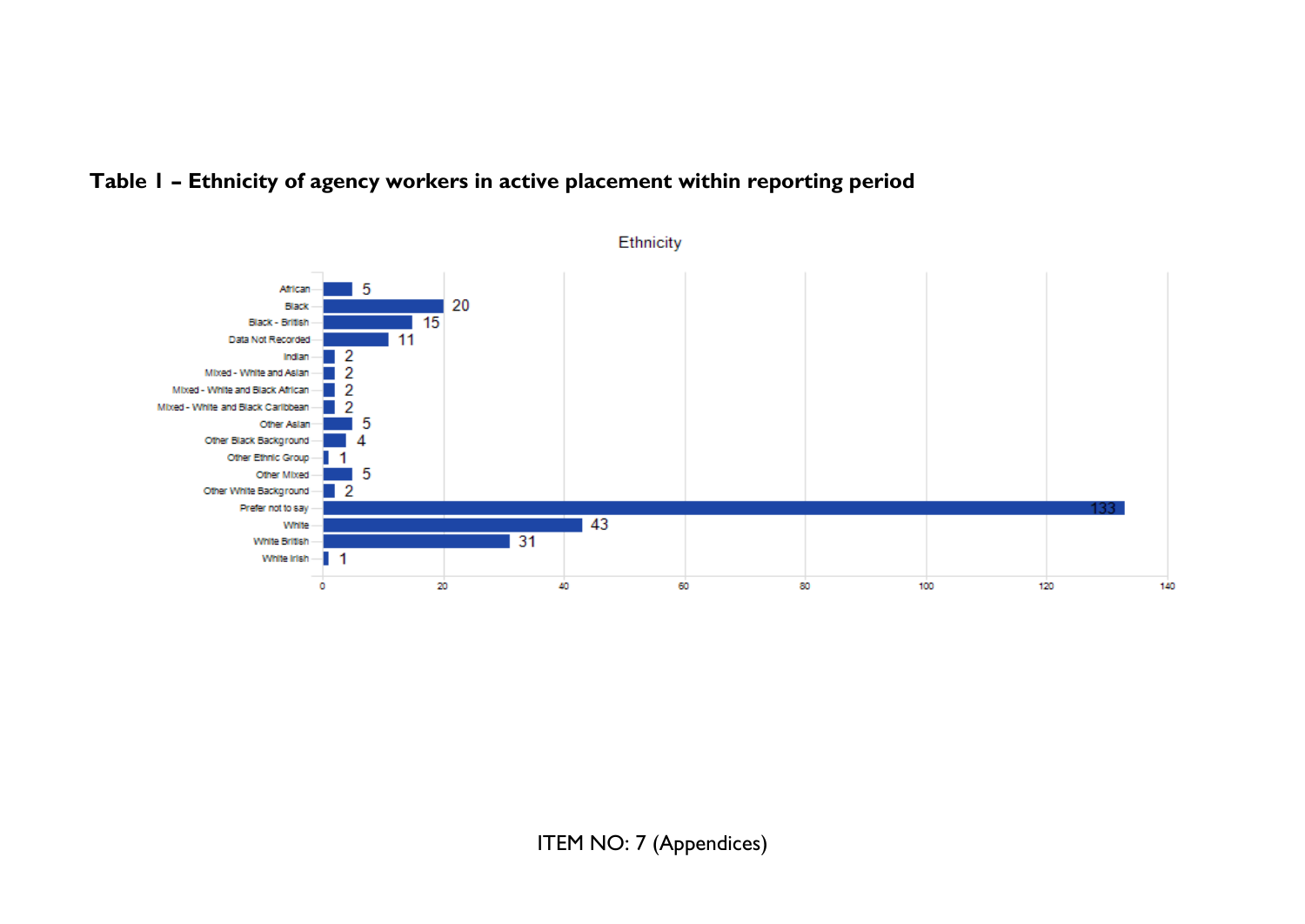**Table 1 – Ethnicity of agency workers in active placement within reporting period**

| Ethnicity | Count |
|---|---|
| African | 5 |
| Black | 20 |
| Black - British | 15 |
| Data Not Recorded | 11 |
| Indian | 2 |
| Mixed - White and Asian | 2 |
| Mixed - White and Black African | 2 |
| Mixed - White and Black Caribbean | 2 |
| Other Asian | 5 |
| Other Black Background | 4 |
| Other Ethnic Group | 1 |
| Other Mixed | 5 |
| Other White Background | 2 |
| Prefer not to say | 133 |
| White | 43 |
| White British | 31 |
| White Irish | 1 |

ITEM NO: 7 (Appendices)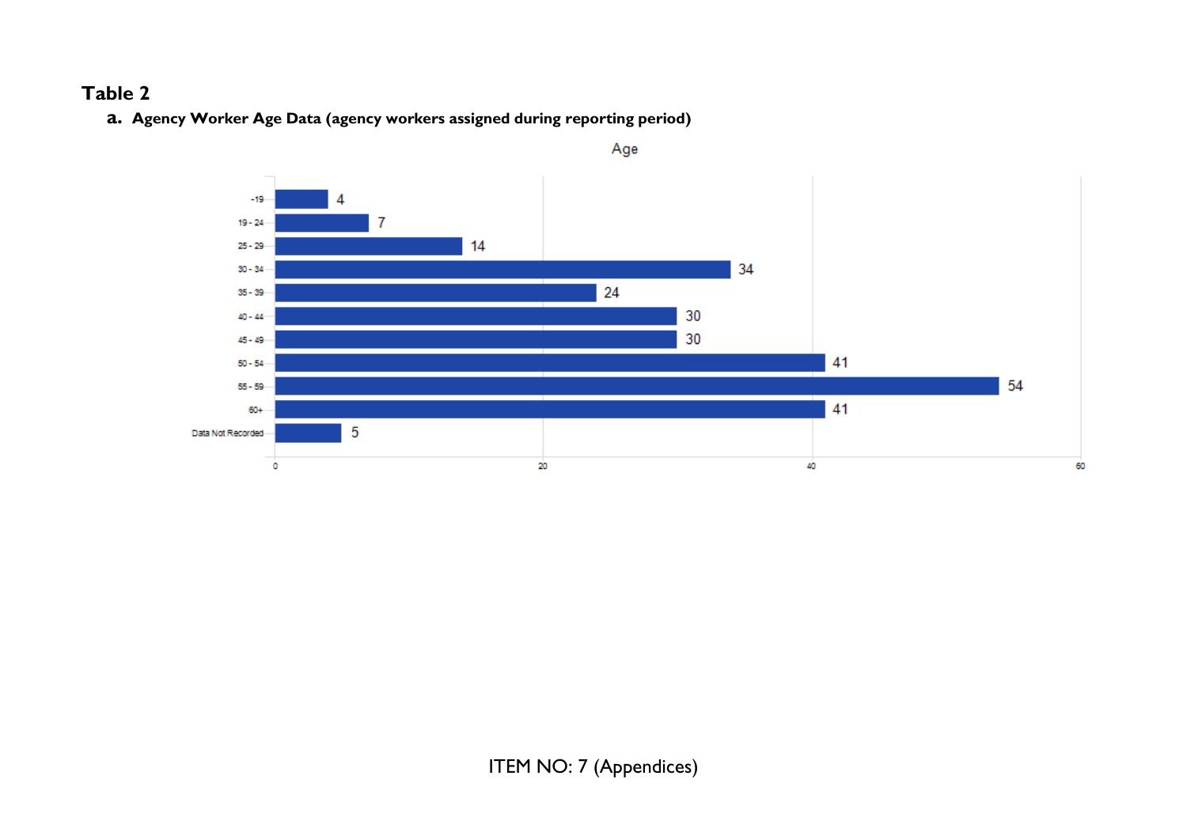## Table 2

**a. Agency Worker Age Data (agency workers assigned during reporting period)**

Age

| Age | Count |
|---|---|
| -19 | 4 |
| 19 - 24 | 7 |
| 25 - 29 | 14 |
| 30 - 34 | 34 |
| 35 - 39 | 24 |
| 40 - 44 | 30 |
| 45 - 49 | 30 |
| 50 - 54 | 41 |
| 55 - 59 | 54 |
| 60+ | 41 |
| Data Not Recorded | 5 |

ITEM NO: 7 (Appendices)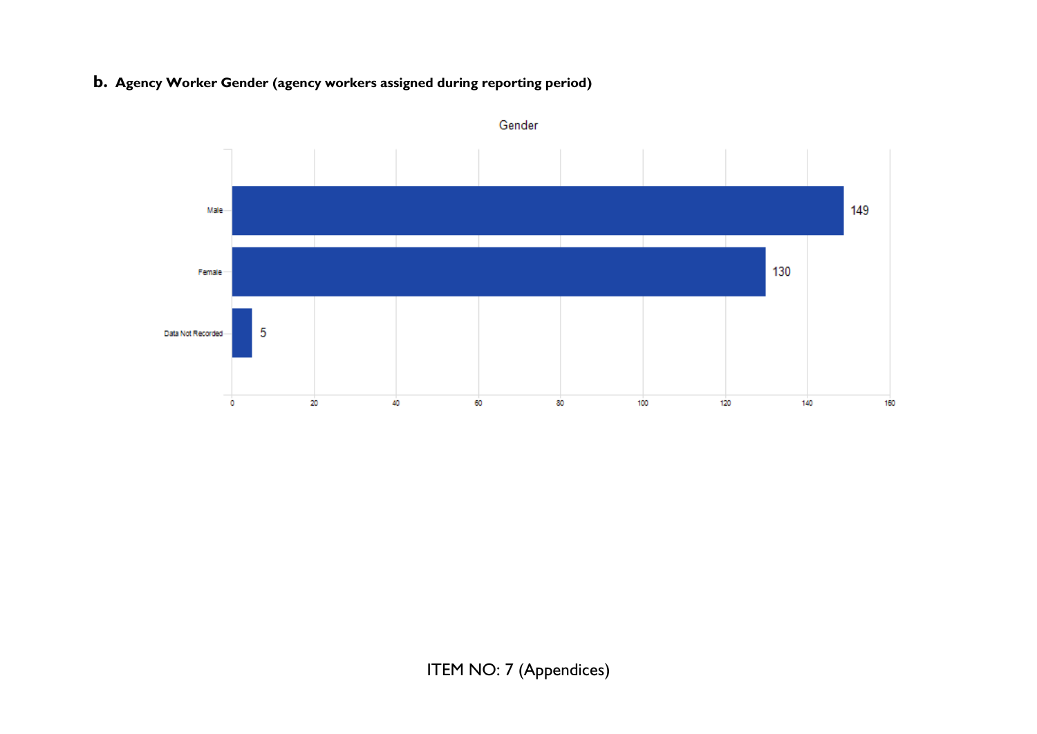**b. Agency Worker Gender (agency workers assigned during reporting period)**

Gender

| Gender | Count |
|---|---|
| Male | 149 |
| Female | 130 |
| Data Not Recorded | 5 |

ITEM NO: 7 (Appendices)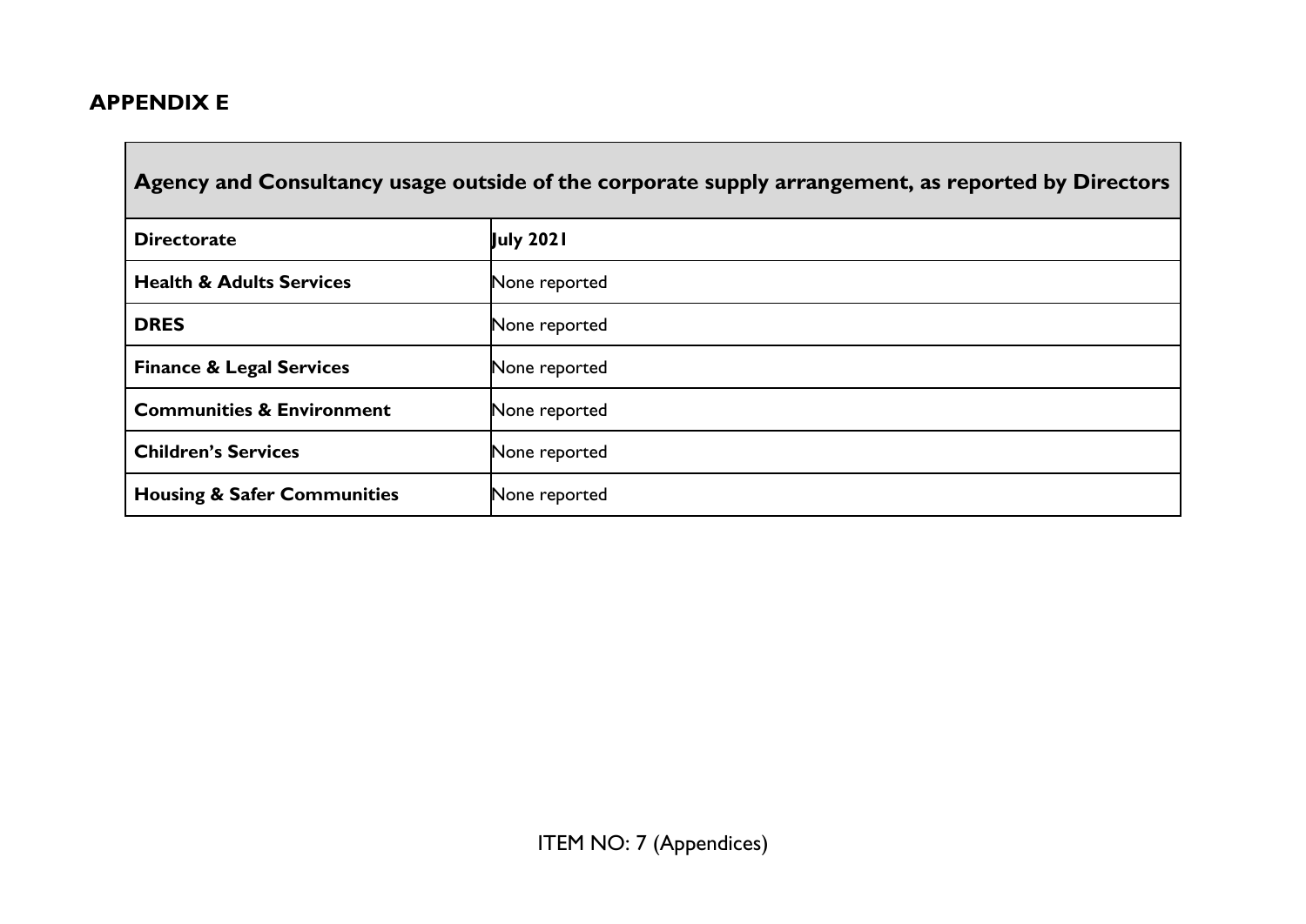## APPENDIX E

| Agency and Consultancy usage outside of the corporate supply arrangement, as reported by Directors | |
|---|---|
| **Directorate** | **July 2021** |
| **Health & Adults Services** | None reported |
| **DRES** | None reported |
| **Finance & Legal Services** | None reported |
| **Communities & Environment** | None reported |
| **Children's Services** | None reported |
| **Housing & Safer Communities** | None reported |

ITEM NO: 7 (Appendices)